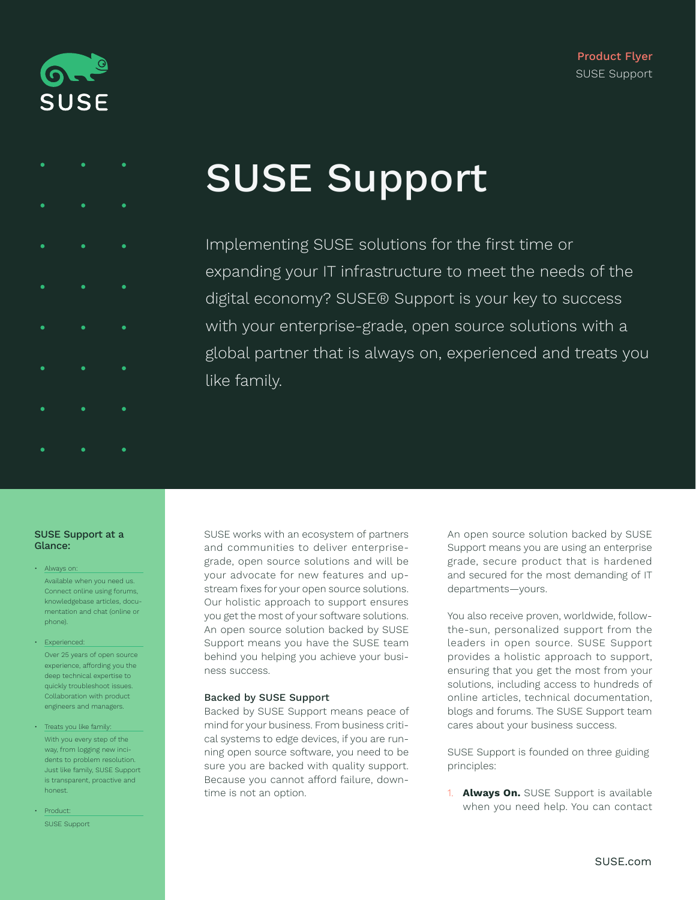Product Flyer
SUSE Support

# SUSE Support

Implementing SUSE solutions for the first time or expanding your IT infrastructure to meet the needs of the digital economy? SUSE® Support is your key to success with your enterprise-grade, open source solutions with a global partner that is always on, experienced and treats you like family.

### SUSE Support at a Glance:

- Always on:
  Available when you need us. Connect online using forums, knowledgebase articles, documentation and chat (online or phone).
- Experienced:
  Over 25 years of open source experience, affording you the deep technical expertise to quickly troubleshoot issues. Collaboration with product engineers and managers.
- Treats you like family:
  With you every step of the way, from logging new incidents to problem resolution. Just like family, SUSE Support is transparent, proactive and honest.
- Product:
  SUSE Support

SUSE works with an ecosystem of partners and communities to deliver enterprise-grade, open source solutions and will be your advocate for new features and upstream fixes for your open source solutions. Our holistic approach to support ensures you get the most of your software solutions. An open source solution backed by SUSE Support means you have the SUSE team behind you helping you achieve your business success.

## Backed by SUSE Support

Backed by SUSE Support means peace of mind for your business. From business critical systems to edge devices, if you are running open source software, you need to be sure you are backed with quality support. Because you cannot afford failure, downtime is not an option.

An open source solution backed by SUSE Support means you are using an enterprise grade, secure product that is hardened and secured for the most demanding of IT departments—yours.

You also receive proven, worldwide, follow-the-sun, personalized support from the leaders in open source. SUSE Support provides a holistic approach to support, ensuring that you get the most from your solutions, including access to hundreds of online articles, technical documentation, blogs and forums. The SUSE Support team cares about your business success.

SUSE Support is founded on three guiding principles:

1. **Always On.** SUSE Support is available when you need help. You can contact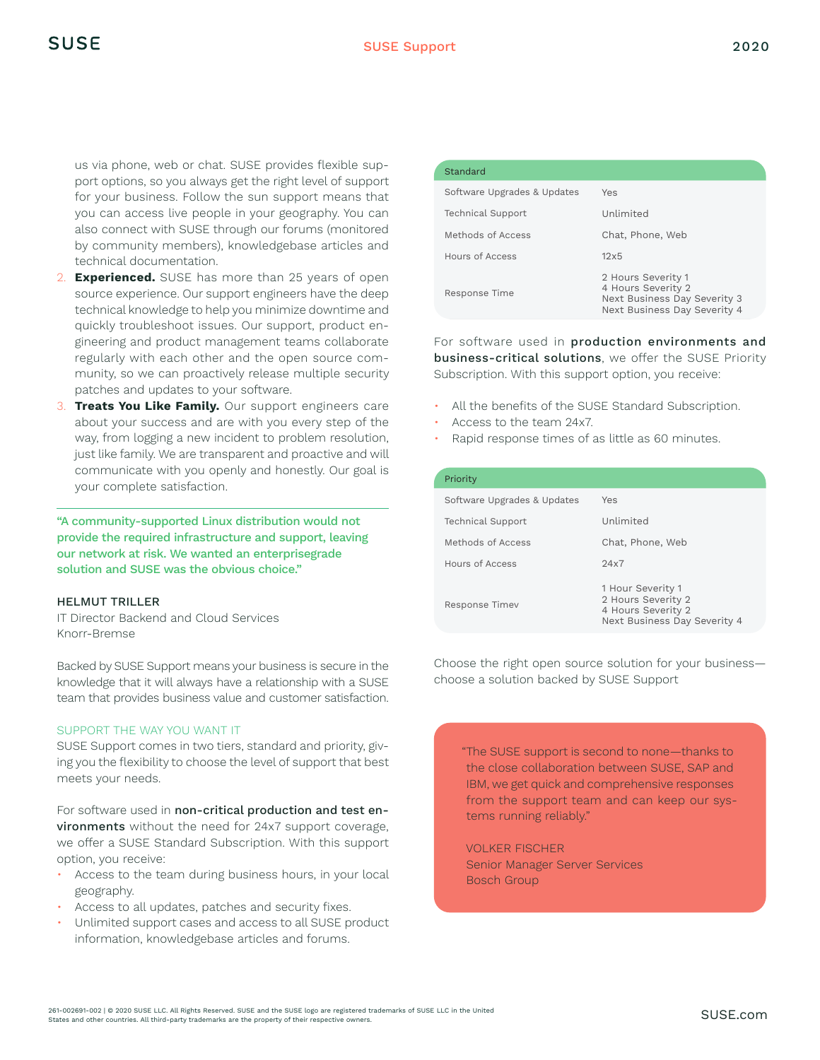us via phone, web or chat. SUSE provides flexible support options, so you always get the right level of support for your business. Follow the sun support means that you can access live people in your geography. You can also connect with SUSE through our forums (monitored by community members), knowledgebase articles and technical documentation.

2. **Experienced.** SUSE has more than 25 years of open source experience. Our support engineers have the deep technical knowledge to help you minimize downtime and quickly troubleshoot issues. Our support, product engineering and product management teams collaborate regularly with each other and the open source community, so we can proactively release multiple security patches and updates to your software.
3. **Treats You Like Family.** Our support engineers care about your success and are with you every step of the way, from logging a new incident to problem resolution, just like family. We are transparent and proactive and will communicate with you openly and honestly. Our goal is your complete satisfaction.

---

"A community-supported Linux distribution would not provide the required infrastructure and support, leaving our network at risk. We wanted an enterprisegrade solution and SUSE was the obvious choice."

HELMUT TRILLER
IT Director Backend and Cloud Services
Knorr-Bremse

Backed by SUSE Support means your business is secure in the knowledge that it will always have a relationship with a SUSE team that provides business value and customer satisfaction.

## SUPPORT THE WAY YOU WANT IT

SUSE Support comes in two tiers, standard and priority, giving you the flexibility to choose the level of support that best meets your needs.

For software used in **non-critical production and test environments** without the need for 24x7 support coverage, we offer a SUSE Standard Subscription. With this support option, you receive:

- Access to the team during business hours, in your local geography.
- Access to all updates, patches and security fixes.
- Unlimited support cases and access to all SUSE product information, knowledgebase articles and forums.

| Standard | |
|---|---|
| Software Upgrades & Updates | Yes |
| Technical Support | Unlimited |
| Methods of Access | Chat, Phone, Web |
| Hours of Access | 12x5 |
| Response Time | 2 Hours Severity 1<br>4 Hours Severity 2<br>Next Business Day Severity 3<br>Next Business Day Severity 4 |

For software used in **production environments and business-critical solutions**, we offer the SUSE Priority Subscription. With this support option, you receive:

- All the benefits of the SUSE Standard Subscription.
- Access to the team 24x7.
- Rapid response times of as little as 60 minutes.

| Priority | |
|---|---|
| Software Upgrades & Updates | Yes |
| Technical Support | Unlimited |
| Methods of Access | Chat, Phone, Web |
| Hours of Access | 24x7 |
| Response Timev | 1 Hour Severity 1<br>2 Hours Severity 2<br>4 Hours Severity 2<br>Next Business Day Severity 4 |

Choose the right open source solution for your business—choose a solution backed by SUSE Support

"The SUSE support is second to none—thanks to the close collaboration between SUSE, SAP and IBM, we get quick and comprehensive responses from the support team and can keep our systems running reliably."

VOLKER FISCHER
Senior Manager Server Services
Bosch Group

261-002691-002 | © 2020 SUSE LLC. All Rights Reserved. SUSE and the SUSE logo are registered trademarks of SUSE LLC in the United States and other countries. All third-party trademarks are the property of their respective owners.

SUSE.com